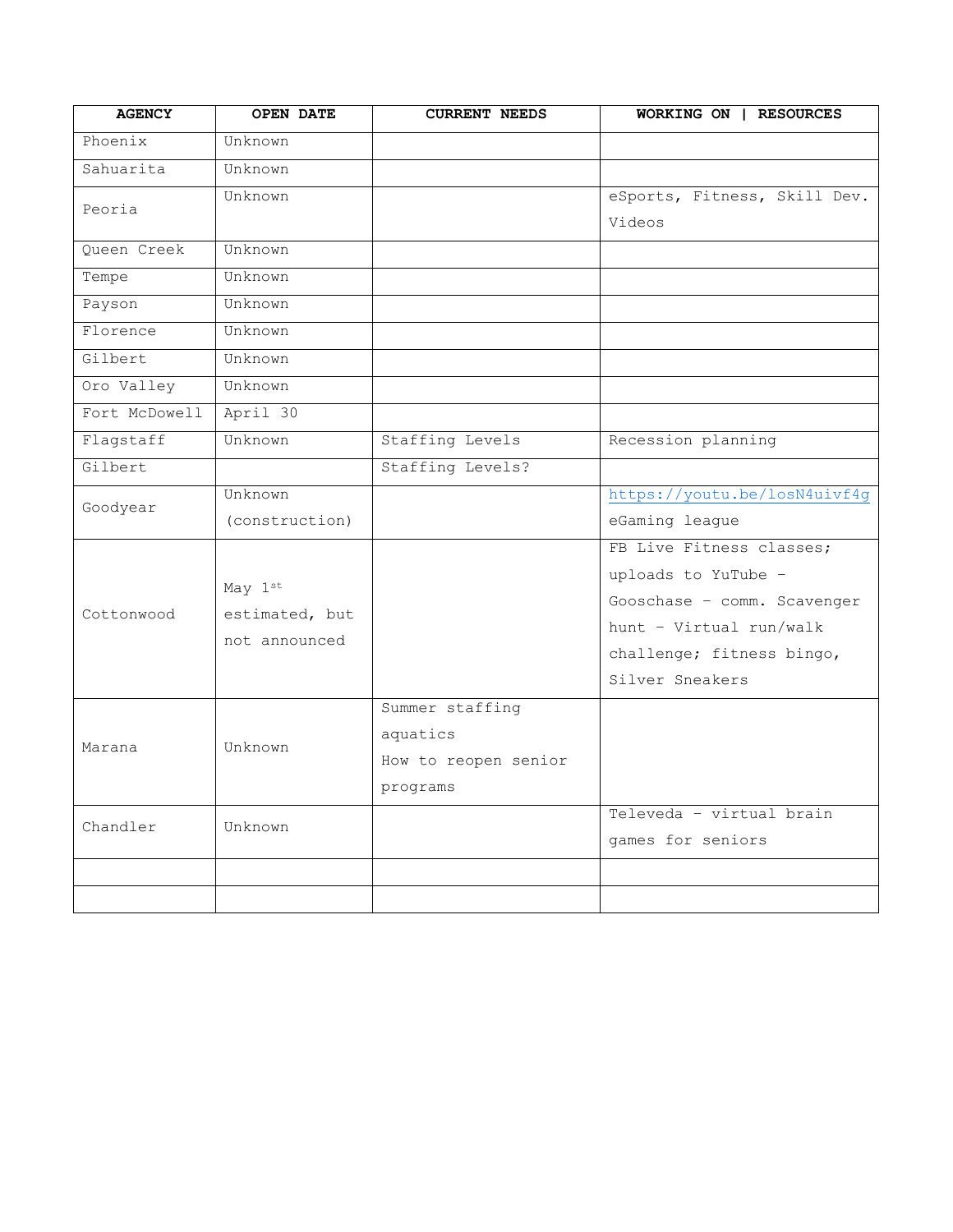| AGENCY | OPEN DATE | CURRENT NEEDS | WORKING ON \| RESOURCES |
|---|---|---|---|
| Phoenix | Unknown | | |
| Sahuarita | Unknown | | |
| Peoria | Unknown | | eSports, Fitness, Skill Dev. Videos |
| Queen Creek | Unknown | | |
| Tempe | Unknown | | |
| Payson | Unknown | | |
| Florence | Unknown | | |
| Gilbert | Unknown | | |
| Oro Valley | Unknown | | |
| Fort McDowell | April 30 | | |
| Flagstaff | Unknown | Staffing Levels | Recession planning |
| Gilbert | | Staffing Levels? | |
| Goodyear | Unknown (construction) | | https://youtu.be/losN4uivf4g eGaming league |
| Cottonwood | May 1st estimated, but not announced | | FB Live Fitness classes; uploads to YuTube – Gooschase – comm. Scavenger hunt – Virtual run/walk challenge; fitness bingo, Silver Sneakers |
| Marana | Unknown | Summer staffing aquatics How to reopen senior programs | |
| Chandler | Unknown | | Televeda – virtual brain games for seniors |
| | | | |
| | | | |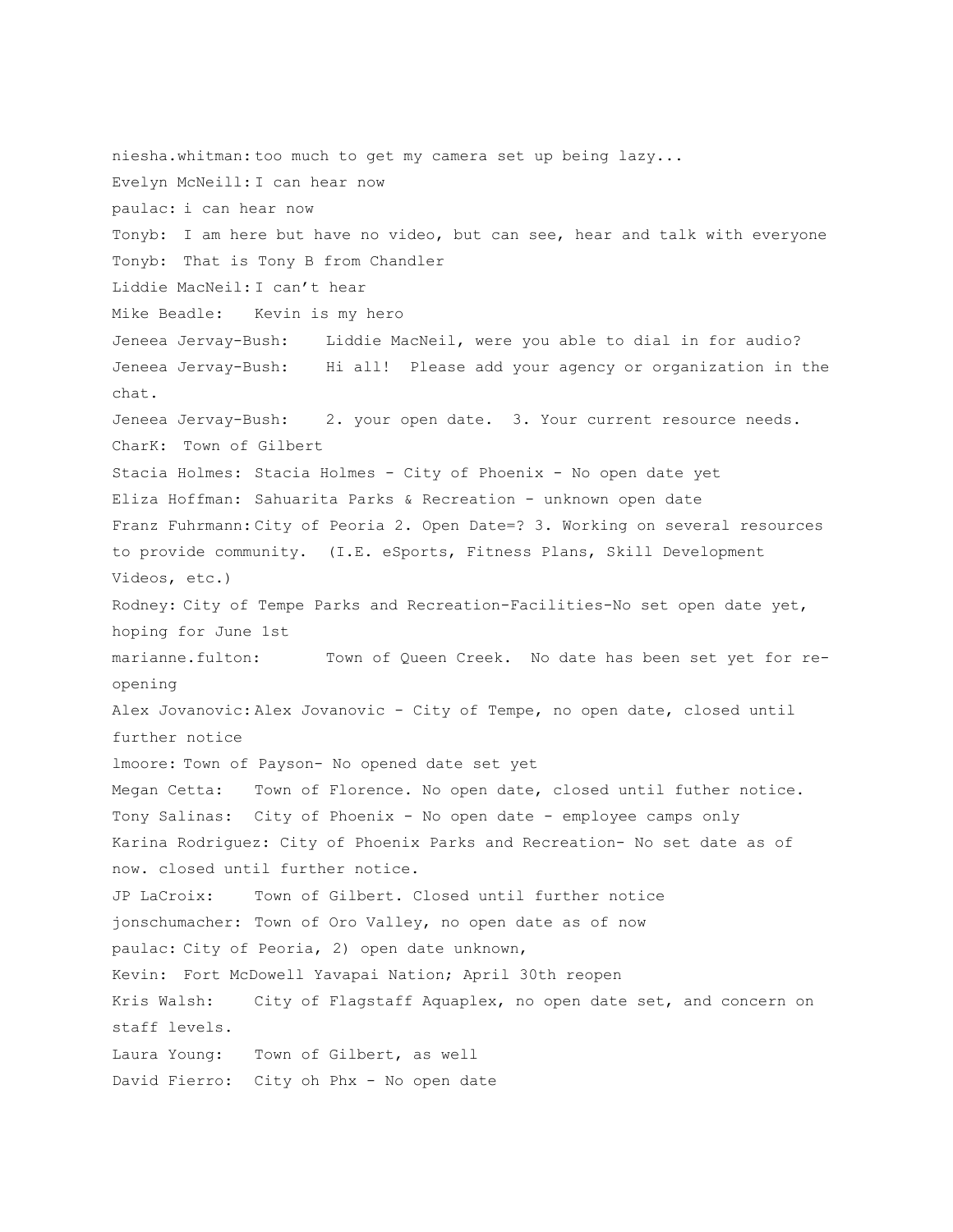niesha.whitman: too much to get my camera set up being lazy...

Evelyn McNeill: I can hear now

paulac: i can hear now

Tonyb: I am here but have no video, but can see, hear and talk with everyone

Tonyb: That is Tony B from Chandler

Liddie MacNeil: I can't hear

Mike Beadle: Kevin is my hero

Jeneea Jervay-Bush: Liddie MacNeil, were you able to dial in for audio?

Jeneea Jervay-Bush: Hi all! Please add your agency or organization in the chat.

Jeneea Jervay-Bush: 2. your open date. 3. Your current resource needs.

CharK: Town of Gilbert

Stacia Holmes: Stacia Holmes - City of Phoenix - No open date yet

Eliza Hoffman: Sahuarita Parks & Recreation - unknown open date

Franz Fuhrmann: City of Peoria 2. Open Date=? 3. Working on several resources to provide community. (I.E. eSports, Fitness Plans, Skill Development Videos, etc.)

Rodney: City of Tempe Parks and Recreation-Facilities-No set open date yet, hoping for June 1st

marianne.fulton: Town of Queen Creek. No date has been set yet for re-opening

Alex Jovanovic: Alex Jovanovic - City of Tempe, no open date, closed until further notice

lmoore: Town of Payson- No opened date set yet

Megan Cetta: Town of Florence. No open date, closed until futher notice.

Tony Salinas: City of Phoenix - No open date - employee camps only

Karina Rodriguez: City of Phoenix Parks and Recreation- No set date as of now. closed until further notice.

JP LaCroix: Town of Gilbert. Closed until further notice

jonschumacher: Town of Oro Valley, no open date as of now

paulac: City of Peoria, 2) open date unknown,

Kevin: Fort McDowell Yavapai Nation; April 30th reopen

Kris Walsh: City of Flagstaff Aquaplex, no open date set, and concern on staff levels.

Laura Young: Town of Gilbert, as well

David Fierro: City oh Phx - No open date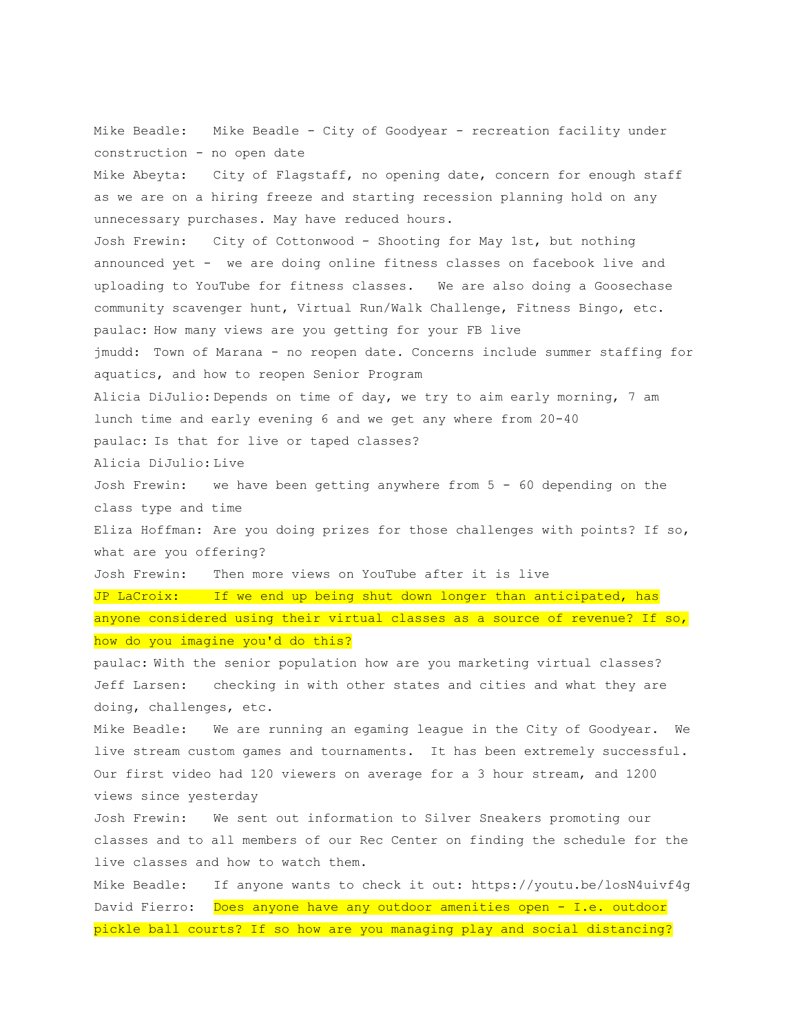Mike Beadle: Mike Beadle - City of Goodyear - recreation facility under construction - no open date

Mike Abeyta: City of Flagstaff, no opening date, concern for enough staff as we are on a hiring freeze and starting recession planning hold on any unnecessary purchases. May have reduced hours.

Josh Frewin: City of Cottonwood - Shooting for May 1st, but nothing announced yet - we are doing online fitness classes on facebook live and uploading to YouTube for fitness classes. We are also doing a Goosechase community scavenger hunt, Virtual Run/Walk Challenge, Fitness Bingo, etc.

paulac: How many views are you getting for your FB live

jmudd: Town of Marana - no reopen date. Concerns include summer staffing for aquatics, and how to reopen Senior Program

Alicia DiJulio: Depends on time of day, we try to aim early morning, 7 am lunch time and early evening 6 and we get any where from 20-40

paulac: Is that for live or taped classes?

Alicia DiJulio: Live

Josh Frewin: we have been getting anywhere from 5 - 60 depending on the class type and time

Eliza Hoffman: Are you doing prizes for those challenges with points? If so, what are you offering?

Josh Frewin: Then more views on YouTube after it is live

JP LaCroix: If we end up being shut down longer than anticipated, has anyone considered using their virtual classes as a source of revenue? If so, how do you imagine you'd do this?

paulac: With the senior population how are you marketing virtual classes?

Jeff Larsen: checking in with other states and cities and what they are doing, challenges, etc.

Mike Beadle: We are running an egaming league in the City of Goodyear. We live stream custom games and tournaments. It has been extremely successful. Our first video had 120 viewers on average for a 3 hour stream, and 1200 views since yesterday

Josh Frewin: We sent out information to Silver Sneakers promoting our classes and to all members of our Rec Center on finding the schedule for the live classes and how to watch them.

Mike Beadle: If anyone wants to check it out: https://youtu.be/losN4uivf4g

David Fierro: Does anyone have any outdoor amenities open - I.e. outdoor pickle ball courts? If so how are you managing play and social distancing?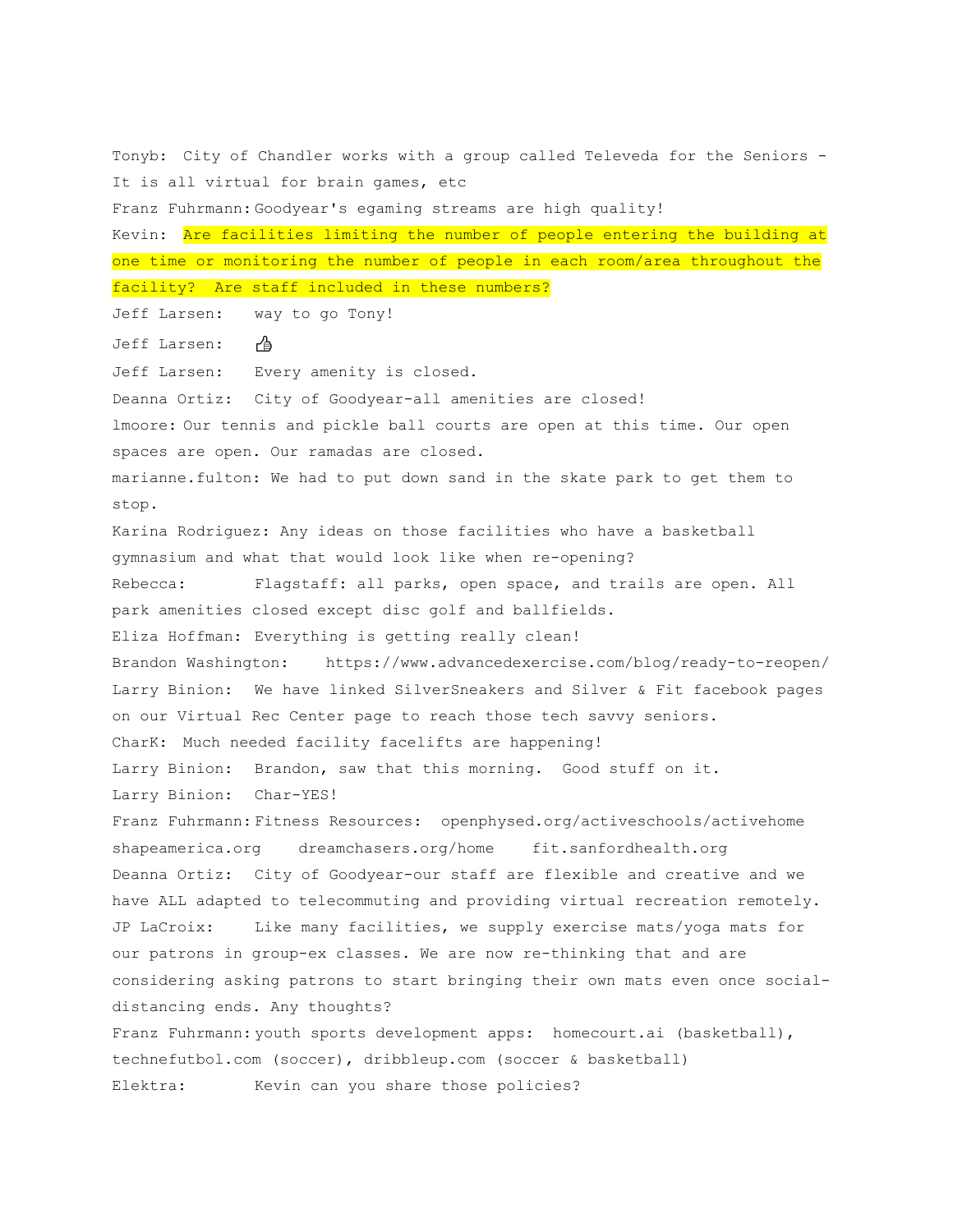Tonyb: City of Chandler works with a group called Televeda for the Seniors - It is all virtual for brain games, etc

Franz Fuhrmann: Goodyear's egaming streams are high quality!

Kevin: Are facilities limiting the number of people entering the building at one time or monitoring the number of people in each room/area throughout the facility? Are staff included in these numbers?

Jeff Larsen: way to go Tony!

Jeff Larsen: 👍

Jeff Larsen: Every amenity is closed.

Deanna Ortiz: City of Goodyear-all amenities are closed!

lmoore: Our tennis and pickle ball courts are open at this time. Our open spaces are open. Our ramadas are closed.

marianne.fulton: We had to put down sand in the skate park to get them to stop.

Karina Rodriguez: Any ideas on those facilities who have a basketball gymnasium and what that would look like when re-opening?

Rebecca: Flagstaff: all parks, open space, and trails are open. All park amenities closed except disc golf and ballfields.

Eliza Hoffman: Everything is getting really clean!

Brandon Washington: https://www.advancedexercise.com/blog/ready-to-reopen/

Larry Binion: We have linked SilverSneakers and Silver & Fit facebook pages on our Virtual Rec Center page to reach those tech savvy seniors.

CharK: Much needed facility facelifts are happening!

Larry Binion: Brandon, saw that this morning. Good stuff on it.

Larry Binion: Char-YES!

Franz Fuhrmann: Fitness Resources: openphysed.org/activeschools/activehome shapeamerica.org dreamchasers.org/home fit.sanfordhealth.org

Deanna Ortiz: City of Goodyear-our staff are flexible and creative and we have ALL adapted to telecommuting and providing virtual recreation remotely.

JP LaCroix: Like many facilities, we supply exercise mats/yoga mats for our patrons in group-ex classes. We are now re-thinking that and are considering asking patrons to start bringing their own mats even once social-distancing ends. Any thoughts?

Franz Fuhrmann: youth sports development apps: homecourt.ai (basketball), technefutbol.com (soccer), dribbleup.com (soccer & basketball)

Elektra: Kevin can you share those policies?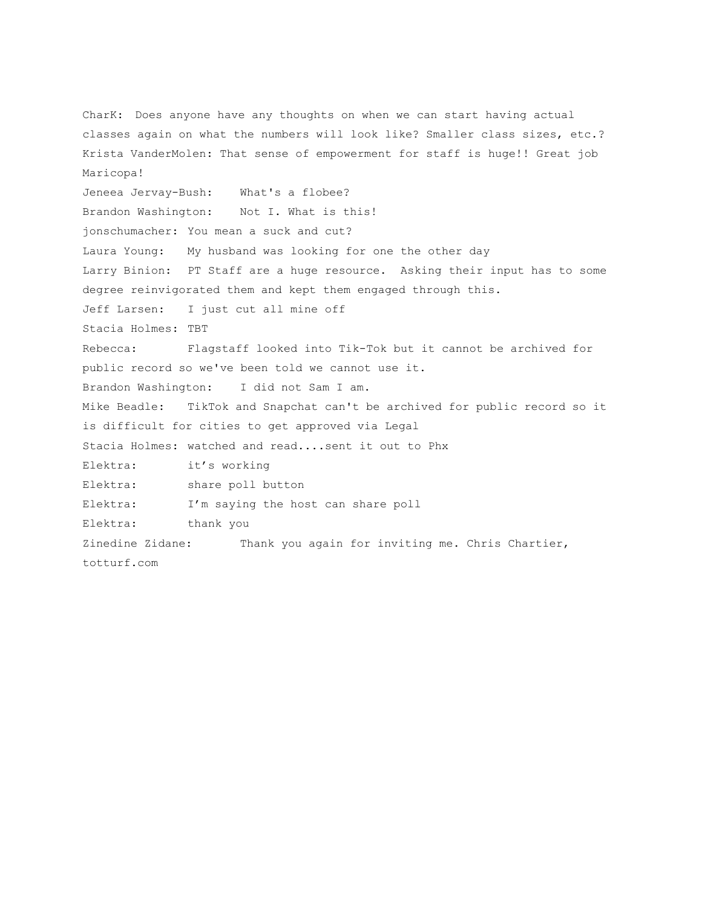CharK: Does anyone have any thoughts on when we can start having actual classes again on what the numbers will look like? Smaller class sizes, etc.?

Krista VanderMolen: That sense of empowerment for staff is huge!! Great job Maricopa!

Jeneea Jervay-Bush: What's a flobee?

Brandon Washington: Not I. What is this!

jonschumacher: You mean a suck and cut?

Laura Young: My husband was looking for one the other day

Larry Binion: PT Staff are a huge resource. Asking their input has to some degree reinvigorated them and kept them engaged through this.

Jeff Larsen: I just cut all mine off

Stacia Holmes: TBT

Rebecca: Flagstaff looked into Tik-Tok but it cannot be archived for public record so we've been told we cannot use it.

Brandon Washington: I did not Sam I am.

Mike Beadle: TikTok and Snapchat can't be archived for public record so it is difficult for cities to get approved via Legal

Stacia Holmes: watched and read....sent it out to Phx

Elektra: it's working

Elektra: share poll button

Elektra: I'm saying the host can share poll

Elektra: thank you

Zinedine Zidane: Thank you again for inviting me. Chris Chartier, totturf.com